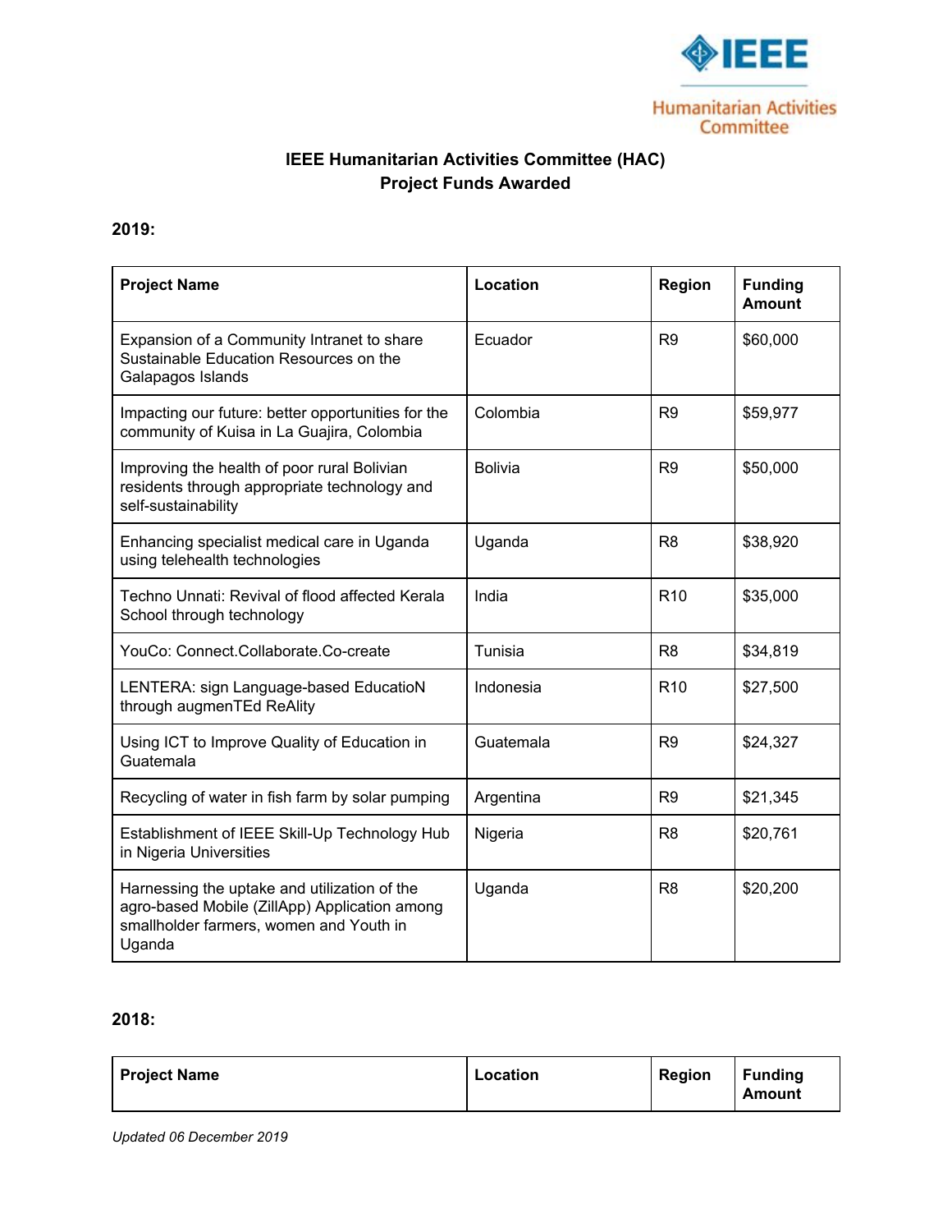# IEEE Humanitarian Activities Committee (HAC)
## Project Funds Awarded

**2019:**

| Project Name | Location | Region | Funding Amount |
|---|---|---|---|
| Expansion of a Community Intranet to share Sustainable Education Resources on the Galapagos Islands | Ecuador | R9 | $60,000 |
| Impacting our future: better opportunities for the community of Kuisa in La Guajira, Colombia | Colombia | R9 | $59,977 |
| Improving the health of poor rural Bolivian residents through appropriate technology and self-sustainability | Bolivia | R9 | $50,000 |
| Enhancing specialist medical care in Uganda using telehealth technologies | Uganda | R8 | $38,920 |
| Techno Unnati: Revival of flood affected Kerala School through technology | India | R10 | $35,000 |
| YouCo: Connect.Collaborate.Co-create | Tunisia | R8 | $34,819 |
| LENTERA: sign Language-based EducatioN through augmenTEd ReAlity | Indonesia | R10 | $27,500 |
| Using ICT to Improve Quality of Education in Guatemala | Guatemala | R9 | $24,327 |
| Recycling of water in fish farm by solar pumping | Argentina | R9 | $21,345 |
| Establishment of IEEE Skill-Up Technology Hub in Nigeria Universities | Nigeria | R8 | $20,761 |
| Harnessing the uptake and utilization of the agro-based Mobile (ZillApp) Application among smallholder farmers, women and Youth in Uganda | Uganda | R8 | $20,200 |

**2018:**

| Project Name | Location | Region | Funding Amount |
|---|---|---|---|

*Updated 06 December 2019*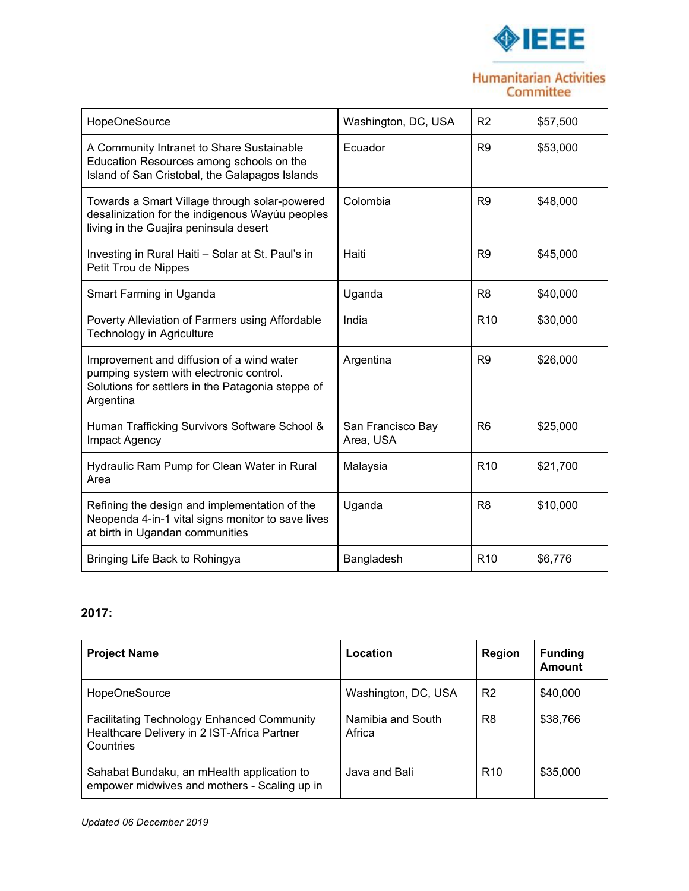| | | | |
|---|---|---|---|
| HopeOneSource | Washington, DC, USA | R2 | $57,500 |
| A Community Intranet to Share Sustainable Education Resources among schools on the Island of San Cristobal, the Galapagos Islands | Ecuador | R9 | $53,000 |
| Towards a Smart Village through solar-powered desalinization for the indigenous Wayúu peoples living in the Guajira peninsula desert | Colombia | R9 | $48,000 |
| Investing in Rural Haiti – Solar at St. Paul's in Petit Trou de Nippes | Haiti | R9 | $45,000 |
| Smart Farming in Uganda | Uganda | R8 | $40,000 |
| Poverty Alleviation of Farmers using Affordable Technology in Agriculture | India | R10 | $30,000 |
| Improvement and diffusion of a wind water pumping system with electronic control. Solutions for settlers in the Patagonia steppe of Argentina | Argentina | R9 | $26,000 |
| Human Trafficking Survivors Software School & Impact Agency | San Francisco Bay Area, USA | R6 | $25,000 |
| Hydraulic Ram Pump for Clean Water in Rural Area | Malaysia | R10 | $21,700 |
| Refining the design and implementation of the Neopenda 4-in-1 vital signs monitor to save lives at birth in Ugandan communities | Uganda | R8 | $10,000 |
| Bringing Life Back to Rohingya | Bangladesh | R10 | $6,776 |

**2017:**

| **Project Name** | **Location** | **Region** | **Funding Amount** |
|---|---|---|---|
| HopeOneSource | Washington, DC, USA | R2 | $40,000 |
| Facilitating Technology Enhanced Community Healthcare Delivery in 2 IST-Africa Partner Countries | Namibia and South Africa | R8 | $38,766 |
| Sahabat Bundaku, an mHealth application to empower midwives and mothers - Scaling up in | Java and Bali | R10 | $35,000 |

*Updated 06 December 2019*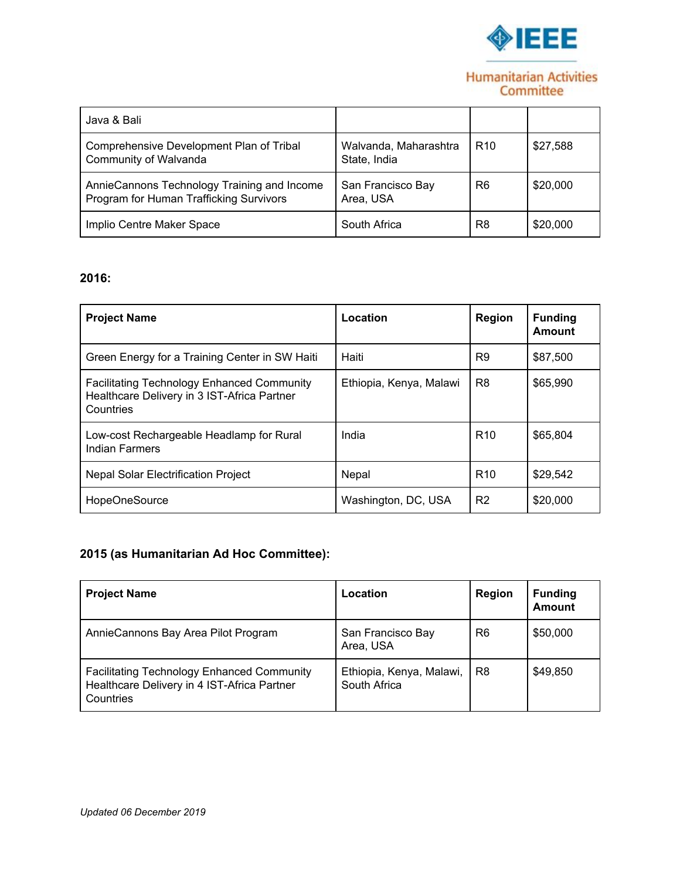| | | | |
|---|---|---|---|
| Java & Bali | | | |
| Comprehensive Development Plan of Tribal Community of Walvanda | Walvanda, Maharashtra State, India | R10 | $27,588 |
| AnnieCannons Technology Training and Income Program for Human Trafficking Survivors | San Francisco Bay Area, USA | R6 | $20,000 |
| Implio Centre Maker Space | South Africa | R8 | $20,000 |

**2016:**

| Project Name | Location | Region | Funding Amount |
|---|---|---|---|
| Green Energy for a Training Center in SW Haiti | Haiti | R9 | $87,500 |
| Facilitating Technology Enhanced Community Healthcare Delivery in 3 IST-Africa Partner Countries | Ethiopia, Kenya, Malawi | R8 | $65,990 |
| Low-cost Rechargeable Headlamp for Rural Indian Farmers | India | R10 | $65,804 |
| Nepal Solar Electrification Project | Nepal | R10 | $29,542 |
| HopeOneSource | Washington, DC, USA | R2 | $20,000 |

**2015 (as Humanitarian Ad Hoc Committee):**

| Project Name | Location | Region | Funding Amount |
|---|---|---|---|
| AnnieCannons Bay Area Pilot Program | San Francisco Bay Area, USA | R6 | $50,000 |
| Facilitating Technology Enhanced Community Healthcare Delivery in 4 IST-Africa Partner Countries | Ethiopia, Kenya, Malawi, South Africa | R8 | $49,850 |

*Updated 06 December 2019*